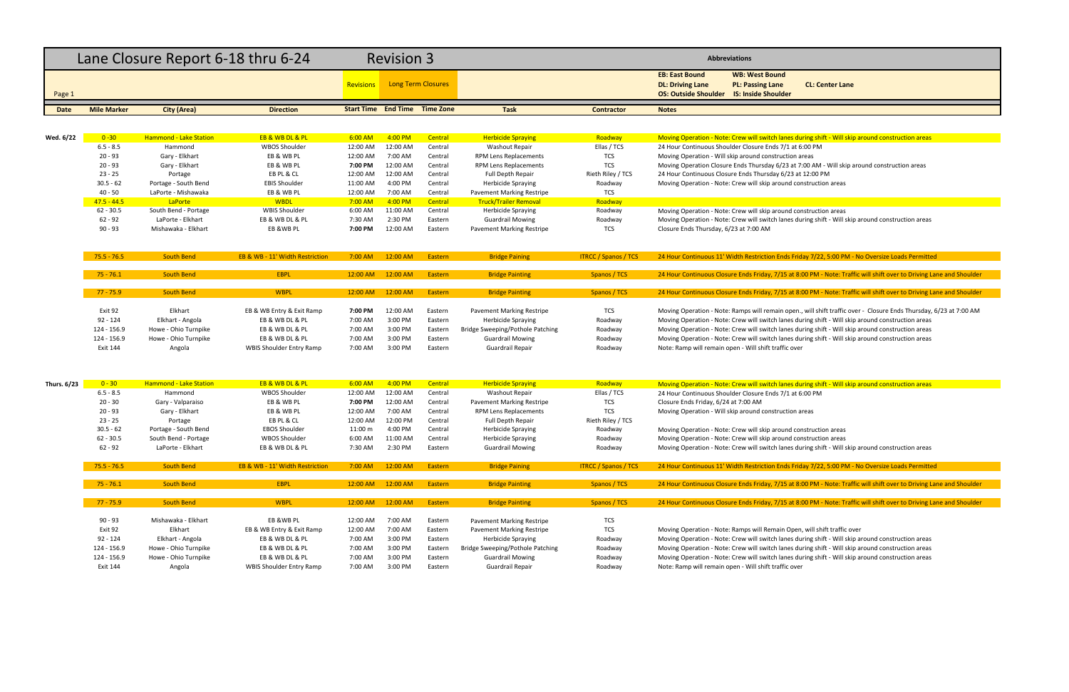# Lane Closure Report 6-18 thru 6-24

## Revision 3

Revisions | Long Term Closures

Page 1

**Abbreviations**

| | | |
|---|---|---|
| **EB: East Bound** | **WB: West Bound** | |
| **DL: Driving Lane** | **PL: Passing Lane** | **CL: Center Lane** |
| **OS: Outside Shoulder** | **IS: Inside Shoulder** | |

| Date | Mile Marker | City (Area) | Direction | Start Time | End Time | Time Zone | Task | Contractor | Notes |
|---|---|---|---|---|---|---|---|---|---|
| **Wed. 6/22** | 0 -30 | Hammond - Lake Station | EB & WB DL & PL | 6:00 AM | 4:00 PM | Central | Herbicide Spraying | Roadway | Moving Operation - Note: Crew will switch lanes during shift - Will skip around construction areas |
| | 6.5 - 8.5 | Hammond | WBOS Shoulder | 12:00 AM | 12:00 AM | Central | Washout Repair | Ellas / TCS | 24 Hour Continuous Shoulder Closure Ends 7/1 at 6:00 PM |
| | 20 - 93 | Gary - Elkhart | EB & WB PL | 12:00 AM | 7:00 AM | Central | RPM Lens Replacements | TCS | Moving Operation - Will skip around construction areas |
| | 20 - 93 | Gary - Elkhart | EB & WB PL | **7:00 PM** | 12:00 AM | Central | RPM Lens Replacements | TCS | Moving Operation Closure Ends Thursday 6/23 at 7:00 AM - Will skip around construction areas |
| | 23 - 25 | Portage | EB PL & CL | 12:00 AM | 12:00 AM | Central | Full Depth Repair | Rieth Riley / TCS | 24 Hour Continuous Closure Ends Thursday 6/23 at 12:00 PM |
| | 30.5 - 62 | Portage - South Bend | EBIS Shoulder | 11:00 AM | 4:00 PM | Central | Herbicide Spraying | Roadway | Moving Operation - Note: Crew will skip around construction areas |
| | 40 - 50 | LaPorte - Mishawaka | EB & WB PL | 12:00 AM | 7:00 AM | Central | Pavement Marking Restripe | TCS | |
| | 47.5 - 44.5 | LaPorte | WBDL | 7:00 AM | 4:00 PM | Central | Truck/Trailer Removal | Roadway | |
| | 62 - 30.5 | South Bend - Portage | WBIS Shoulder | 6:00 AM | 11:00 AM | Central | Herbicide Spraying | Roadway | Moving Operation - Note: Crew will skip around construction areas |
| | 62 - 92 | LaPorte - Elkhart | EB & WB DL & PL | 7:30 AM | 2:30 PM | Eastern | Guardrail Mowing | Roadway | Moving Operation - Note: Crew will switch lanes during shift - Will skip around construction areas |
| | 90 - 93 | Mishawaka - Elkhart | EB &WB PL | **7:00 PM** | 12:00 AM | Eastern | Pavement Marking Restripe | TCS | Closure Ends Thursday, 6/23 at 7:00 AM |
| | 75.5 - 76.5 | South Bend | EB & WB - 11' Width Restriction | 7:00 AM | 12:00 AM | Eastern | Bridge Paining | ITRCC / Spanos / TCS | 24 Hour Continuous 11' Width Restriction Ends Friday 7/22, 5:00 PM - No Oversize Loads Permitted |
| | 75 - 76.1 | South Bend | EBPL | 12:00 AM | 12:00 AM | Eastern | Bridge Painting | Spanos / TCS | 24 Hour Continuous Closure Ends Friday, 7/15 at 8:00 PM - Note: Traffic will shift over to Driving Lane and Shoulder |
| | 77 - 75.9 | South Bend | WBPL | 12:00 AM | 12:00 AM | Eastern | Bridge Painting | Spanos / TCS | 24 Hour Continuous Closure Ends Friday, 7/15 at 8:00 PM - Note: Traffic will shift over to Driving Lane and Shoulder |
| | Exit 92 | Elkhart | EB & WB Entry & Exit Ramp | **7:00 PM** | 12:00 AM | Eastern | Pavement Marking Restripe | TCS | Moving Operation - Note: Ramps will remain open., will shift traffic over - Closure Ends Thursday, 6/23 at 7:00 AM |
| | 92 - 124 | Elkhart - Angola | EB & WB DL & PL | 7:00 AM | 3:00 PM | Eastern | Herbicide Spraying | Roadway | Moving Operation - Note: Crew will switch lanes during shift - Will skip around construction areas |
| | 124 - 156.9 | Howe - Ohio Turnpike | EB & WB DL & PL | 7:00 AM | 3:00 PM | Eastern | Bridge Sweeping/Pothole Patching | Roadway | Moving Operation - Note: Crew will switch lanes during shift - Will skip around construction areas |
| | 124 - 156.9 | Howe - Ohio Turnpike | EB & WB DL & PL | 7:00 AM | 3:00 PM | Eastern | Guardrail Mowing | Roadway | Moving Operation - Note: Crew will switch lanes during shift - Will skip around construction areas |
| | Exit 144 | Angola | WBIS Shoulder Entry Ramp | 7:00 AM | 3:00 PM | Eastern | Guardrail Repair | Roadway | Note: Ramp will remain open - Will shift traffic over |
| **Thurs. 6/23** | 0 - 30 | Hammond - Lake Station | EB & WB DL & PL | 6:00 AM | 4:00 PM | Central | Herbicide Spraying | Roadway | Moving Operation - Note: Crew will switch lanes during shift - Will skip around construction areas |
| | 6.5 - 8.5 | Hammond | WBOS Shoulder | 12:00 AM | 12:00 AM | Central | Washout Repair | Ellas / TCS | 24 Hour Continuous Shoulder Closure Ends 7/1 at 6:00 PM |
| | 20 - 30 | Gary - Valparaiso | EB & WB PL | **7:00 PM** | 12:00 AM | Central | Pavement Marking Restripe | TCS | Closure Ends Friday, 6/24 at 7:00 AM |
| | 20 - 93 | Gary - Elkhart | EB & WB PL | 12:00 AM | 7:00 AM | Central | RPM Lens Replacements | TCS | Moving Operation - Will skip around construction areas |
| | 23 - 25 | Portage | EB PL & CL | 12:00 AM | 12:00 PM | Central | Full Depth Repair | Rieth Riley / TCS | |
| | 30.5 - 62 | Portage - South Bend | EBOS Shoulder | 11:00 m | 4:00 PM | Central | Herbicide Spraying | Roadway | Moving Operation - Note: Crew will skip around construction areas |
| | 62 - 30.5 | South Bend - Portage | WBOS Shoulder | 6:00 AM | 11:00 AM | Central | Herbicide Spraying | Roadway | Moving Operation - Note: Crew will skip around construction areas |
| | 62 - 92 | LaPorte - Elkhart | EB & WB DL & PL | 7:30 AM | 2:30 PM | Eastern | Guardrail Mowing | Roadway | Moving Operation - Note: Crew will switch lanes during shift - Will skip around construction areas |
| | 75.5 - 76.5 | South Bend | EB & WB - 11' Width Restriction | 7:00 AM | 12:00 AM | Eastern | Bridge Paining | ITRCC / Spanos / TCS | 24 Hour Continuous 11' Width Restriction Ends Friday 7/22, 5:00 PM - No Oversize Loads Permitted |
| | 75 - 76.1 | South Bend | EBPL | 12:00 AM | 12:00 AM | Eastern | Bridge Painting | Spanos / TCS | 24 Hour Continuous Closure Ends Friday, 7/15 at 8:00 PM - Note: Traffic will shift over to Driving Lane and Shoulder |
| | 77 - 75.9 | South Bend | WBPL | 12:00 AM | 12:00 AM | Eastern | Bridge Painting | Spanos / TCS | 24 Hour Continuous Closure Ends Friday, 7/15 at 8:00 PM - Note: Traffic will shift over to Driving Lane and Shoulder |
| | 90 - 93 | Mishawaka - Elkhart | EB &WB PL | 12:00 AM | 7:00 AM | Eastern | Pavement Marking Restripe | TCS | |
| | Exit 92 | Elkhart | EB & WB Entry & Exit Ramp | 12:00 AM | 7:00 AM | Eastern | Pavement Marking Restripe | TCS | Moving Operation - Note: Ramps will Remain Open, will shift traffic over |
| | 92 - 124 | Elkhart - Angola | EB & WB DL & PL | 7:00 AM | 3:00 PM | Eastern | Herbicide Spraying | Roadway | Moving Operation - Note: Crew will switch lanes during shift - Will skip around construction areas |
| | 124 - 156.9 | Howe - Ohio Turnpike | EB & WB DL & PL | 7:00 AM | 3:00 PM | Eastern | Bridge Sweeping/Pothole Patching | Roadway | Moving Operation - Note: Crew will switch lanes during shift - Will skip around construction areas |
| | 124 - 156.9 | Howe - Ohio Turnpike | EB & WB DL & PL | 7:00 AM | 3:00 PM | Eastern | Guardrail Mowing | Roadway | Moving Operation - Note: Crew will switch lanes during shift - Will skip around construction areas |
| | Exit 144 | Angola | WBIS Shoulder Entry Ramp | 7:00 AM | 3:00 PM | Eastern | Guardrail Repair | Roadway | Note: Ramp will remain open - Will shift traffic over |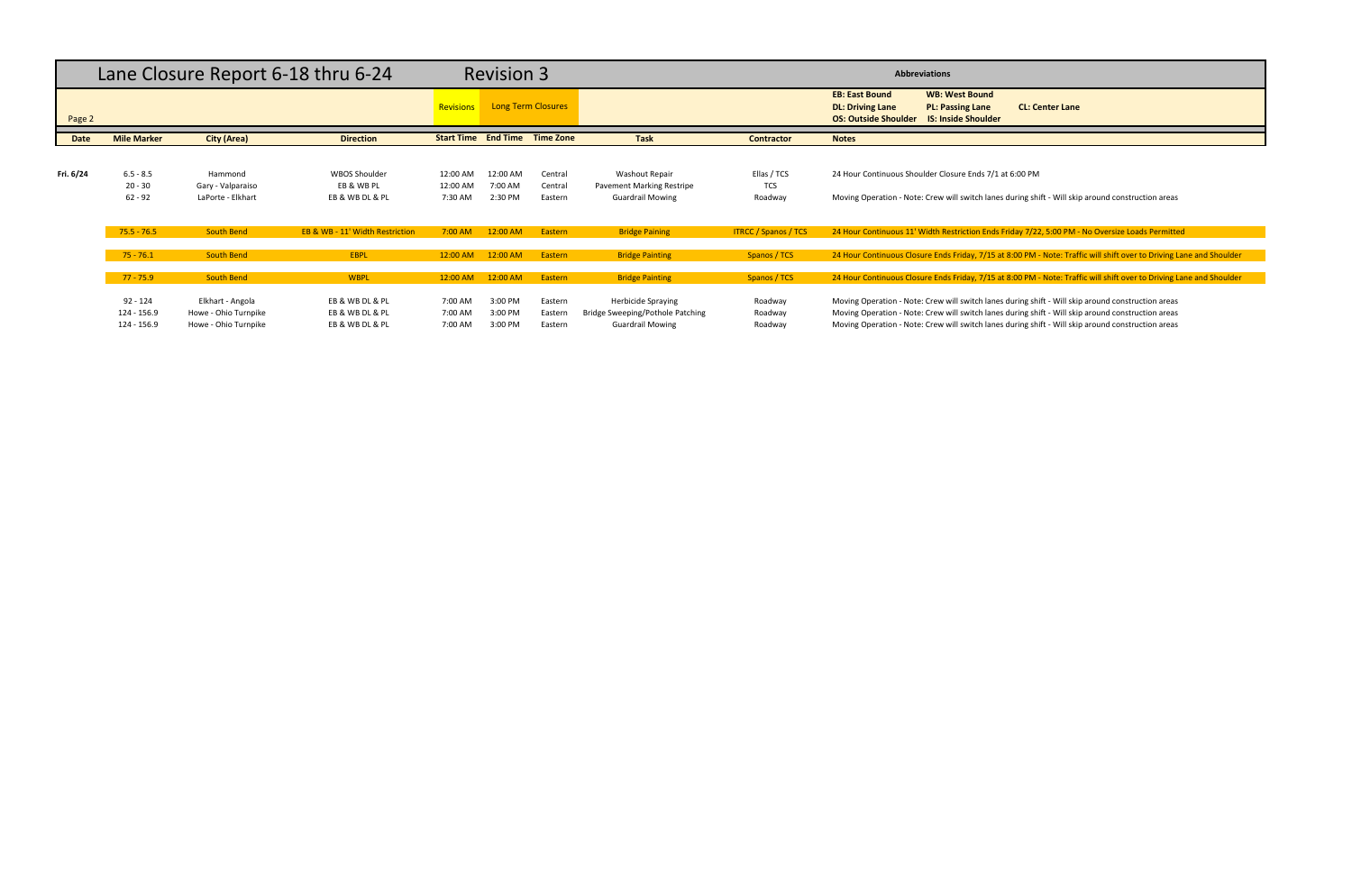# Lane Closure Report 6-18 thru 6-24

## Revision 3

Revisions | Long Term Closures

**Abbreviations**

**EB: East Bound** **WB: West Bound**
**DL: Driving Lane** **PL: Passing Lane** **CL: Center Lane**
**OS: Outside Shoulder** **IS: Inside Shoulder**

| Date | Mile Marker | City (Area) | Direction | Start Time | End Time | Time Zone | Task | Contractor | Notes |
|---|---|---|---|---|---|---|---|---|---|
| Fri. 6/24 | 6.5 - 8.5 | Hammond | WBOS Shoulder | 12:00 AM | 12:00 AM | Central | Washout Repair | Ellas / TCS | 24 Hour Continuous Shoulder Closure Ends 7/1 at 6:00 PM |
| | 20 - 30 | Gary - Valparaiso | EB & WB PL | 12:00 AM | 7:00 AM | Central | Pavement Marking Restripe | TCS | |
| | 62 - 92 | LaPorte - Elkhart | EB & WB DL & PL | 7:30 AM | 2:30 PM | Eastern | Guardrail Mowing | Roadway | Moving Operation - Note: Crew will switch lanes during shift - Will skip around construction areas |
| | 75.5 - 76.5 | South Bend | EB & WB - 11' Width Restriction | 7:00 AM | 12:00 AM | Eastern | Bridge Paining | ITRCC / Spanos / TCS | 24 Hour Continuous 11' Width Restriction Ends Friday 7/22, 5:00 PM - No Oversize Loads Permitted |
| | 75 - 76.1 | South Bend | EBPL | 12:00 AM | 12:00 AM | Eastern | Bridge Painting | Spanos / TCS | 24 Hour Continuous Closure Ends Friday, 7/15 at 8:00 PM - Note: Traffic will shift over to Driving Lane and Shoulder |
| | 77 - 75.9 | South Bend | WBPL | 12:00 AM | 12:00 AM | Eastern | Bridge Painting | Spanos / TCS | 24 Hour Continuous Closure Ends Friday, 7/15 at 8:00 PM - Note: Traffic will shift over to Driving Lane and Shoulder |
| | 92 - 124 | Elkhart - Angola | EB & WB DL & PL | 7:00 AM | 3:00 PM | Eastern | Herbicide Spraying | Roadway | Moving Operation - Note: Crew will switch lanes during shift - Will skip around construction areas |
| | 124 - 156.9 | Howe - Ohio Turnpike | EB & WB DL & PL | 7:00 AM | 3:00 PM | Eastern | Bridge Sweeping/Pothole Patching | Roadway | Moving Operation - Note: Crew will switch lanes during shift - Will skip around construction areas |
| | 124 - 156.9 | Howe - Ohio Turnpike | EB & WB DL & PL | 7:00 AM | 3:00 PM | Eastern | Guardrail Mowing | Roadway | Moving Operation - Note: Crew will switch lanes during shift - Will skip around construction areas |